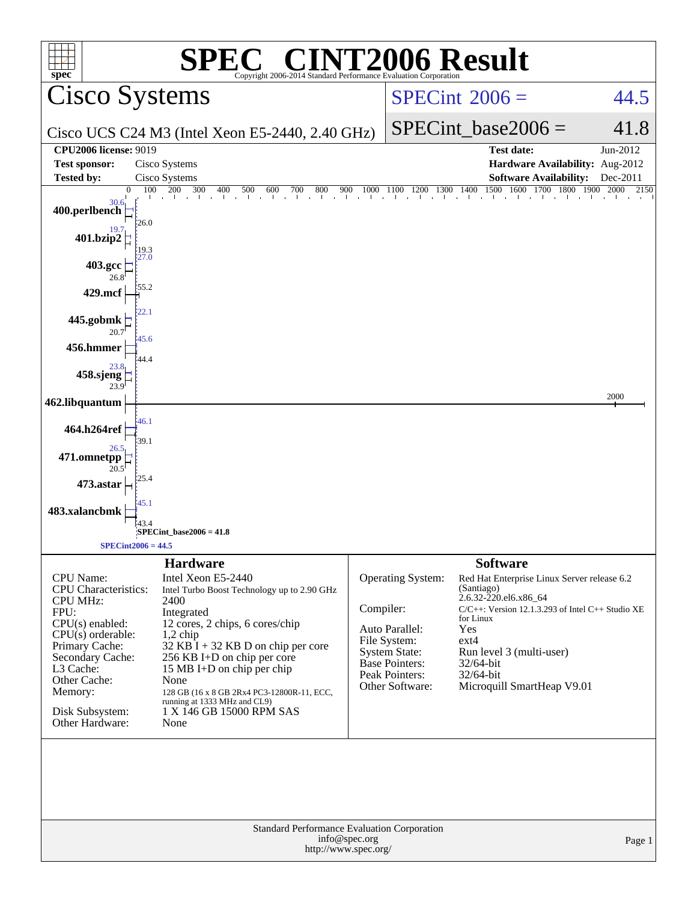# SPEC® CINT2006 Result

Copyright 2006-2014 Standard Performance Evaluation Corporation

## Cisco Systems

Cisco UCS C24 M3 (Intel Xeon E5-2440, 2.40 GHz)

SPECint 2006 = 44.5

SPECint_base2006 = 41.8

| | | | |
|---|---|---|---|
| **CPU2006 license:** 9019 | | **Test date:** | Jun-2012 |
| **Test sponsor:** | Cisco Systems | **Hardware Availability:** | Aug-2012 |
| **Tested by:** | Cisco Systems | **Software Availability:** | Dec-2011 |

| Benchmark | Peak | Base |
|---|---|---|
| 400.perlbench | 30.6 | 26.0 |
| 401.bzip2 | 19.7 | 19.3 |
| 403.gcc | 27.0 | 26.8 |
| 429.mcf | | 55.2 |
| 445.gobmk | 22.1 | 20.7 |
| 456.hmmer | 45.6 | 44.4 |
| 458.sjeng | 23.8 | 23.9 |
| 462.libquantum | | 2000 |
| 464.h264ref | 46.1 | 39.1 |
| 471.omnetpp | 26.5 | 20.5 |
| 473.astar | | 25.4 |
| 483.xalancbmk | 45.1 | 43.4 |

SPECint_base2006 = 41.8

SPECint2006 = 44.5

## Hardware

| | |
|---|---|
| CPU Name: | Intel Xeon E5-2440 |
| CPU Characteristics: | Intel Turbo Boost Technology up to 2.90 GHz |
| CPU MHz: | 2400 |
| FPU: | Integrated |
| CPU(s) enabled: | 12 cores, 2 chips, 6 cores/chip |
| CPU(s) orderable: | 1,2 chip |
| Primary Cache: | 32 KB I + 32 KB D on chip per core |
| Secondary Cache: | 256 KB I+D on chip per core |
| L3 Cache: | 15 MB I+D on chip per chip |
| Other Cache: | None |
| Memory: | 128 GB (16 x 8 GB 2Rx4 PC3-12800R-11, ECC, running at 1333 MHz and CL9) |
| Disk Subsystem: | 1 X 146 GB 15000 RPM SAS |
| Other Hardware: | None |

## Software

| | |
|---|---|
| Operating System: | Red Hat Enterprise Linux Server release 6.2 (Santiago) 2.6.32-220.el6.x86_64 |
| Compiler: | C/C++: Version 12.1.3.293 of Intel C++ Studio XE for Linux |
| Auto Parallel: | Yes |
| File System: | ext4 |
| System State: | Run level 3 (multi-user) |
| Base Pointers: | 32/64-bit |
| Peak Pointers: | 32/64-bit |
| Other Software: | Microquill SmartHeap V9.01 |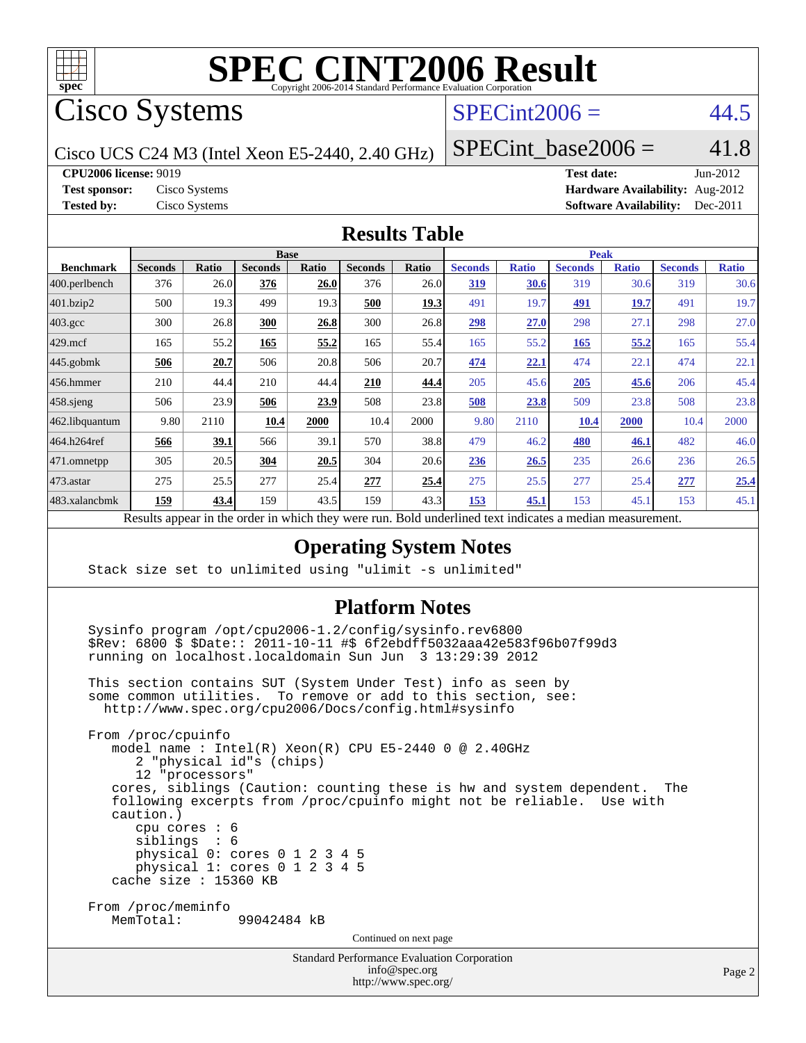# SPEC CINT2006 Result

Copyright 2006-2014 Standard Performance Evaluation Corporation

## Cisco Systems

Cisco UCS C24 M3 (Intel Xeon E5-2440, 2.40 GHz)

SPECint2006 = 44.5

SPECint_base2006 = 41.8

**CPU2006 license:** 9019
**Test sponsor:** Cisco Systems
**Tested by:** Cisco Systems

**Test date:** Jun-2012
**Hardware Availability:** Aug-2012
**Software Availability:** Dec-2011

## Results Table

| Benchmark | Base | | | | | | Peak | | | | | |
|---|---|---|---|---|---|---|---|---|---|---|---|---|
| | Seconds | Ratio | Seconds | Ratio | Seconds | Ratio | Seconds | Ratio | Seconds | Ratio | Seconds | Ratio |
| 400.perlbench | 376 | 26.0 | **376** | **26.0** | 376 | 26.0 | **319** | **30.6** | 319 | 30.6 | 319 | 30.6 |
| 401.bzip2 | 500 | 19.3 | 499 | 19.3 | **500** | **19.3** | 491 | 19.7 | **491** | **19.7** | 491 | 19.7 |
| 403.gcc | 300 | 26.8 | **300** | **26.8** | 300 | 26.8 | **298** | **27.0** | 298 | 27.1 | 298 | 27.0 |
| 429.mcf | 165 | 55.2 | **165** | **55.2** | 165 | 55.4 | 165 | 55.2 | **165** | **55.2** | 165 | 55.4 |
| 445.gobmk | **506** | **20.7** | 506 | 20.8 | 506 | 20.7 | **474** | **22.1** | 474 | 22.1 | 474 | 22.1 |
| 456.hmmer | 210 | 44.4 | 210 | 44.4 | **210** | **44.4** | 205 | 45.6 | **205** | **45.6** | 206 | 45.4 |
| 458.sjeng | 506 | 23.9 | **506** | **23.9** | 508 | 23.8 | **508** | **23.8** | 509 | 23.8 | 508 | 23.8 |
| 462.libquantum | 9.80 | 2110 | **10.4** | **2000** | 10.4 | 2000 | 9.80 | 2110 | **10.4** | **2000** | 10.4 | 2000 |
| 464.h264ref | **566** | **39.1** | 566 | 39.1 | 570 | 38.8 | 479 | 46.2 | **480** | **46.1** | 482 | 46.0 |
| 471.omnetpp | 305 | 20.5 | **304** | **20.5** | 304 | 20.6 | **236** | **26.5** | 235 | 26.6 | 236 | 26.5 |
| 473.astar | 275 | 25.5 | 277 | 25.4 | **277** | **25.4** | 275 | 25.5 | 277 | 25.4 | **277** | **25.4** |
| 483.xalancbmk | **159** | **43.4** | 159 | 43.5 | 159 | 43.3 | **153** | **45.1** | 153 | 45.1 | 153 | 45.1 |

Results appear in the order in which they were run. Bold underlined text indicates a median measurement.

## Operating System Notes

```
Stack size set to unlimited using "ulimit -s unlimited"
```

## Platform Notes

```
Sysinfo program /opt/cpu2006-1.2/config/sysinfo.rev6800
$Rev: 6800 $ $Date:: 2011-10-11 #$ 6f2ebdff5032aaa42e583f96b07f99d3
running on localhost.localdomain Sun Jun  3 13:29:39 2012

This section contains SUT (System Under Test) info as seen by
some common utilities.  To remove or add to this section, see:
  http://www.spec.org/cpu2006/Docs/config.html#sysinfo

From /proc/cpuinfo
   model name : Intel(R) Xeon(R) CPU E5-2440 0 @ 2.40GHz
      2 "physical id"s (chips)
      12 "processors"
   cores, siblings (Caution: counting these is hw and system dependent.  The
   following excerpts from /proc/cpuinfo might not be reliable.  Use with
   caution.)
      cpu cores : 6
      siblings  : 6
      physical 0: cores 0 1 2 3 4 5
      physical 1: cores 0 1 2 3 4 5
   cache size : 15360 KB

From /proc/meminfo
   MemTotal:       99042484 kB
```

Continued on next page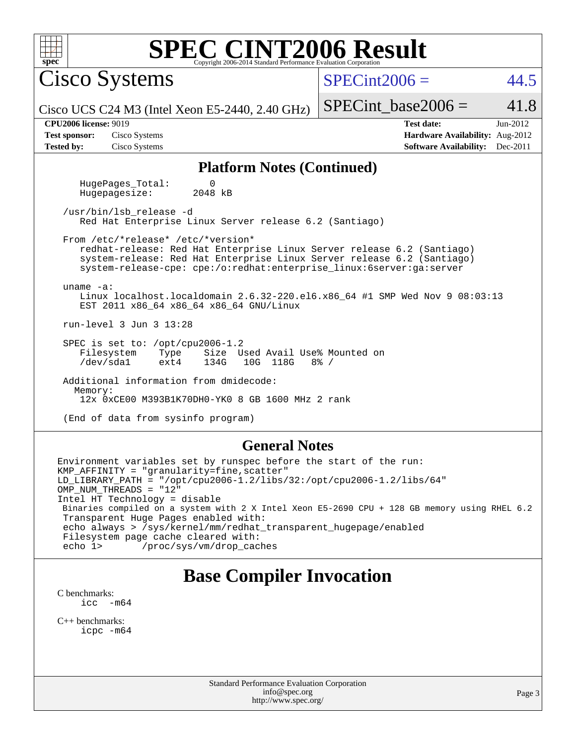# SPEC CINT2006 Result

Copyright 2006-2014 Standard Performance Evaluation Corporation

## Cisco Systems

Cisco UCS C24 M3 (Intel Xeon E5-2440, 2.40 GHz)

SPECint2006 = 44.5

SPECint_base2006 = 41.8

**CPU2006 license:** 9019
**Test sponsor:** Cisco Systems
**Tested by:** Cisco Systems

**Test date:** Jun-2012
**Hardware Availability:** Aug-2012
**Software Availability:** Dec-2011

### Platform Notes (Continued)

```
    HugePages_Total:       0
    Hugepagesize:       2048 kB

 /usr/bin/lsb_release -d
    Red Hat Enterprise Linux Server release 6.2 (Santiago)

 From /etc/*release* /etc/*version*
    redhat-release: Red Hat Enterprise Linux Server release 6.2 (Santiago)
    system-release: Red Hat Enterprise Linux Server release 6.2 (Santiago)
    system-release-cpe: cpe:/o:redhat:enterprise_linux:6server:ga:server

 uname -a:
    Linux localhost.localdomain 2.6.32-220.el6.x86_64 #1 SMP Wed Nov 9 08:03:13
    EST 2011 x86_64 x86_64 x86_64 GNU/Linux

 run-level 3 Jun 3 13:28

 SPEC is set to: /opt/cpu2006-1.2
    Filesystem    Type    Size  Used Avail Use% Mounted on
    /dev/sda1     ext4    134G   10G  118G   8% /

 Additional information from dmidecode:
   Memory:
    12x 0xCE00 M393B1K70DH0-YK0 8 GB 1600 MHz 2 rank

 (End of data from sysinfo program)
```

### General Notes

```
Environment variables set by runspec before the start of the run:
KMP_AFFINITY = "granularity=fine,scatter"
LD_LIBRARY_PATH = "/opt/cpu2006-1.2/libs/32:/opt/cpu2006-1.2/libs/64"
OMP_NUM_THREADS = "12"
Intel HT Technology = disable
 Binaries compiled on a system with 2 X Intel Xeon E5-2690 CPU + 128 GB memory using RHEL 6.2
 Transparent Huge Pages enabled with:
 echo always > /sys/kernel/mm/redhat_transparent_hugepage/enabled
 Filesystem page cache cleared with:
 echo 1>       /proc/sys/vm/drop_caches
```

## Base Compiler Invocation

C benchmarks:
```
icc  -m64
```

C++ benchmarks:
```
icpc -m64
```

Standard Performance Evaluation Corporation
info@spec.org
http://www.spec.org/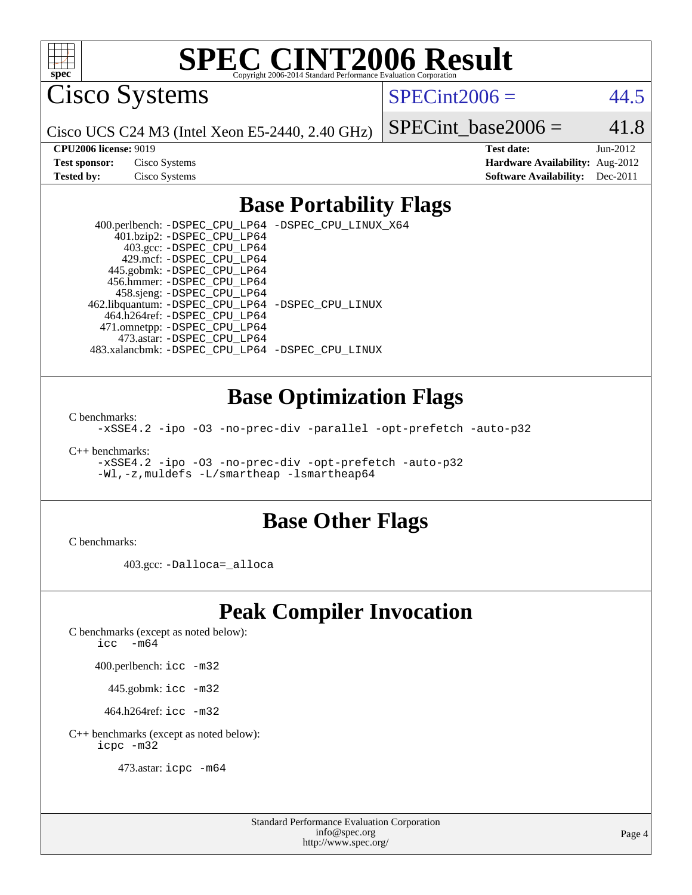# SPEC CINT2006 Result

Copyright 2006-2014 Standard Performance Evaluation Corporation

## Cisco Systems

Cisco UCS C24 M3 (Intel Xeon E5-2440, 2.40 GHz)

SPECint2006 = 44.5

SPECint_base2006 = 41.8

| | | | |
|---|---|---|---|
| **CPU2006 license:** 9019 | | **Test date:** | Jun-2012 |
| **Test sponsor:** | Cisco Systems | **Hardware Availability:** | Aug-2012 |
| **Tested by:** | Cisco Systems | **Software Availability:** | Dec-2011 |

## Base Portability Flags

400.perlbench: `-DSPEC_CPU_LP64 -DSPEC_CPU_LINUX_X64`
401.bzip2: `-DSPEC_CPU_LP64`
403.gcc: `-DSPEC_CPU_LP64`
429.mcf: `-DSPEC_CPU_LP64`
445.gobmk: `-DSPEC_CPU_LP64`
456.hmmer: `-DSPEC_CPU_LP64`
458.sjeng: `-DSPEC_CPU_LP64`
462.libquantum: `-DSPEC_CPU_LP64 -DSPEC_CPU_LINUX`
464.h264ref: `-DSPEC_CPU_LP64`
471.omnetpp: `-DSPEC_CPU_LP64`
473.astar: `-DSPEC_CPU_LP64`
483.xalancbmk: `-DSPEC_CPU_LP64 -DSPEC_CPU_LINUX`

## Base Optimization Flags

C benchmarks:
`-xSSE4.2 -ipo -O3 -no-prec-div -parallel -opt-prefetch -auto-p32`

C++ benchmarks:
`-xSSE4.2 -ipo -O3 -no-prec-div -opt-prefetch -auto-p32`
`-Wl,-z,muldefs -L/smartheap -lsmartheap64`

## Base Other Flags

C benchmarks:

403.gcc: `-Dalloca=_alloca`

## Peak Compiler Invocation

C benchmarks (except as noted below):
`icc -m64`

400.perlbench: `icc -m32`

445.gobmk: `icc -m32`

464.h264ref: `icc -m32`

C++ benchmarks (except as noted below):
`icpc -m32`

473.astar: `icpc -m64`

Standard Performance Evaluation Corporation
info@spec.org
http://www.spec.org/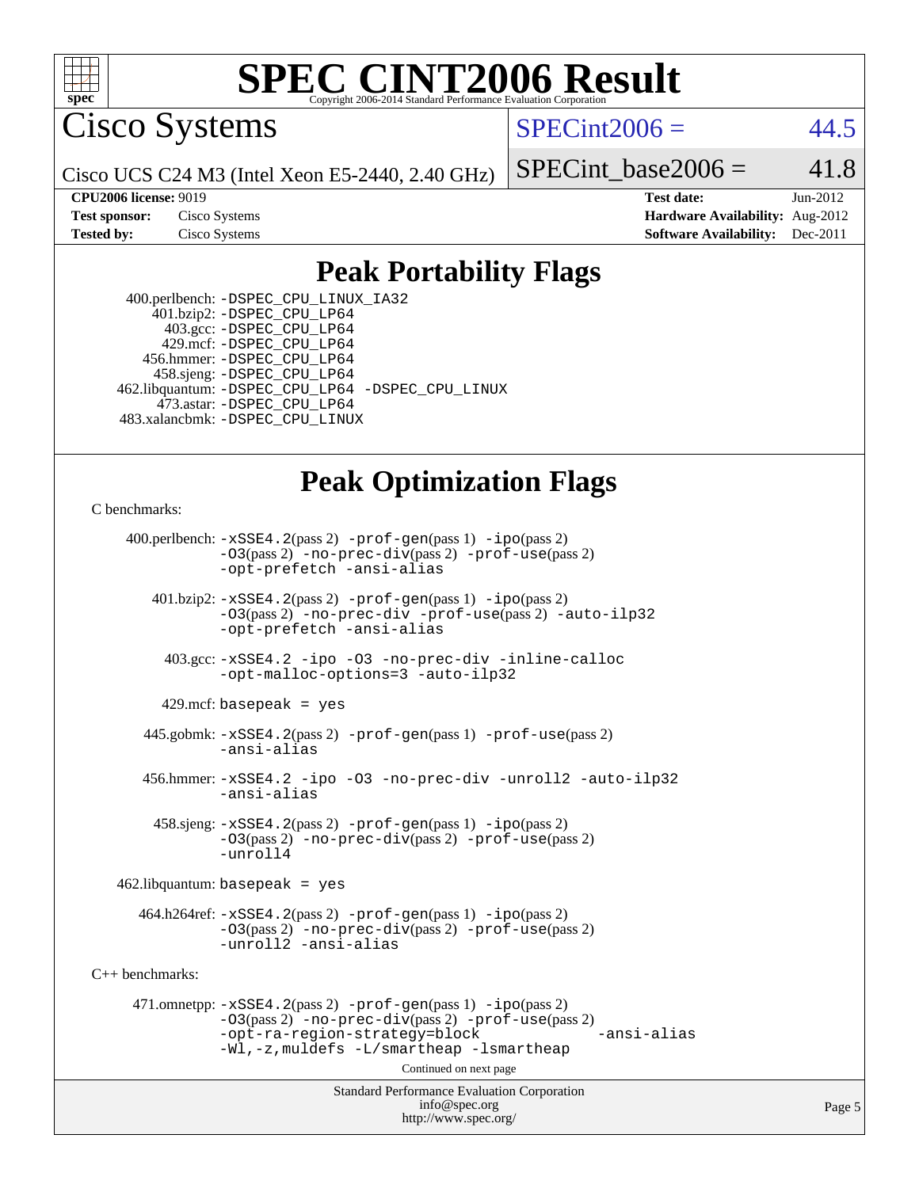# SPEC CINT2006 Result

## Cisco Systems

Cisco UCS C24 M3 (Intel Xeon E5-2440, 2.40 GHz)

SPECint2006 = 44.5

SPECint_base2006 = 41.8

**CPU2006 license:** 9019
**Test sponsor:** Cisco Systems
**Tested by:** Cisco Systems

**Test date:** Jun-2012
**Hardware Availability:** Aug-2012
**Software Availability:** Dec-2011

## Peak Portability Flags

400.perlbench: -DSPEC_CPU_LINUX_IA32
401.bzip2: -DSPEC_CPU_LP64
403.gcc: -DSPEC_CPU_LP64
429.mcf: -DSPEC_CPU_LP64
456.hmmer: -DSPEC_CPU_LP64
458.sjeng: -DSPEC_CPU_LP64
462.libquantum: -DSPEC_CPU_LP64 -DSPEC_CPU_LINUX
473.astar: -DSPEC_CPU_LP64
483.xalancbmk: -DSPEC_CPU_LINUX

## Peak Optimization Flags

C benchmarks:

400.perlbench: -xSSE4.2(pass 2) -prof-gen(pass 1) -ipo(pass 2) -O3(pass 2) -no-prec-div(pass 2) -prof-use(pass 2) -opt-prefetch -ansi-alias

401.bzip2: -xSSE4.2(pass 2) -prof-gen(pass 1) -ipo(pass 2) -O3(pass 2) -no-prec-div -prof-use(pass 2) -auto-ilp32 -opt-prefetch -ansi-alias

403.gcc: -xSSE4.2 -ipo -O3 -no-prec-div -inline-calloc -opt-malloc-options=3 -auto-ilp32

429.mcf: basepeak = yes

445.gobmk: -xSSE4.2(pass 2) -prof-gen(pass 1) -prof-use(pass 2) -ansi-alias

456.hmmer: -xSSE4.2 -ipo -O3 -no-prec-div -unroll2 -auto-ilp32 -ansi-alias

458.sjeng: -xSSE4.2(pass 2) -prof-gen(pass 1) -ipo(pass 2) -O3(pass 2) -no-prec-div(pass 2) -prof-use(pass 2) -unroll4

462.libquantum: basepeak = yes

464.h264ref: -xSSE4.2(pass 2) -prof-gen(pass 1) -ipo(pass 2) -O3(pass 2) -no-prec-div(pass 2) -prof-use(pass 2) -unroll2 -ansi-alias

C++ benchmarks:

471.omnetpp: -xSSE4.2(pass 2) -prof-gen(pass 1) -ipo(pass 2) -O3(pass 2) -no-prec-div(pass 2) -prof-use(pass 2) -opt-ra-region-strategy=block -ansi-alias -Wl,-z,muldefs -L/smartheap -lsmartheap

Continued on next page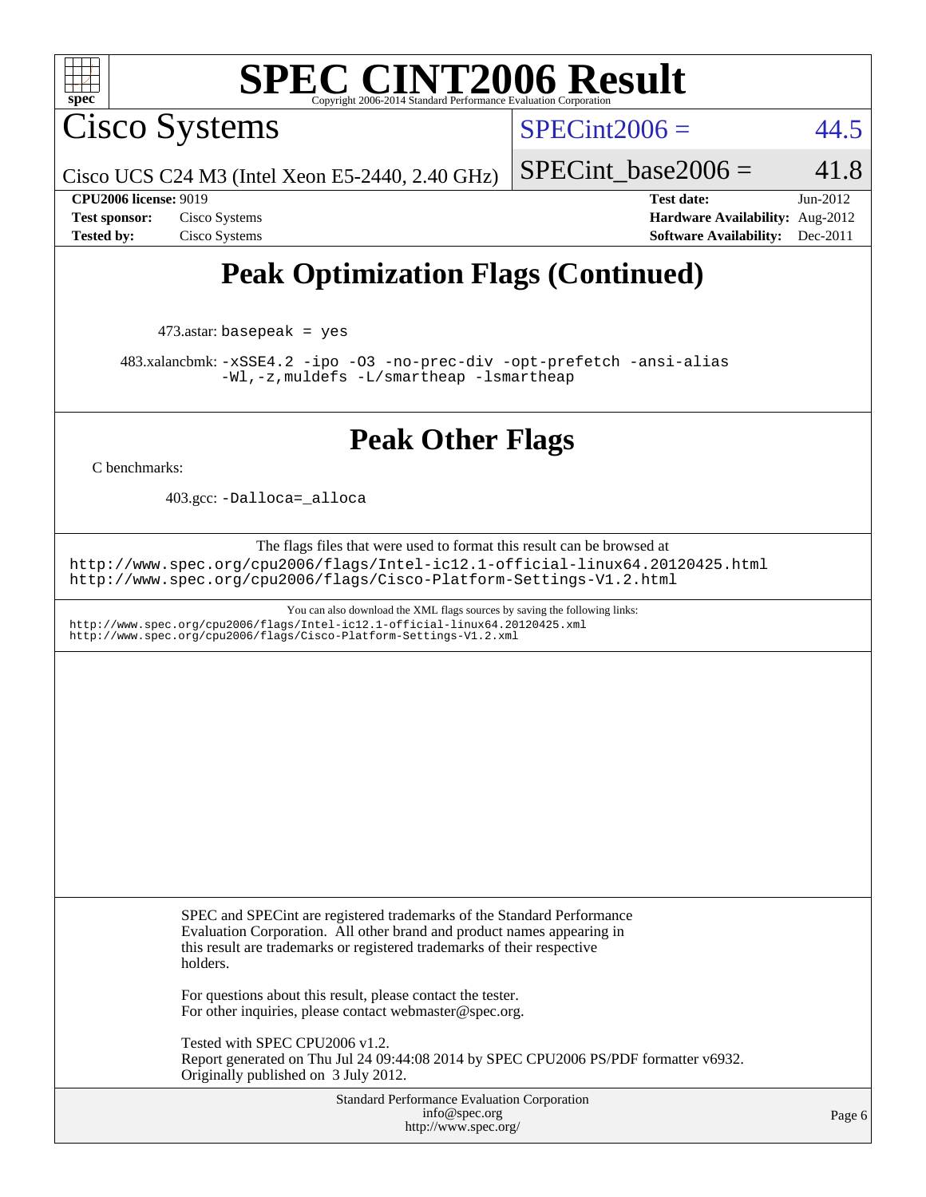# Peak Optimization Flags (Continued)

473.astar: `basepeak = yes`

483.xalancbmk: `-xSSE4.2 -ipo -O3 -no-prec-div -opt-prefetch -ansi-alias -Wl,-z,muldefs -L/smartheap -lsmartheap`

# Peak Other Flags

C benchmarks:

403.gcc: `-Dalloca=_alloca`

The flags files that were used to format this result can be browsed at
http://www.spec.org/cpu2006/flags/Intel-ic12.1-official-linux64.20120425.html
http://www.spec.org/cpu2006/flags/Cisco-Platform-Settings-V1.2.html

You can also download the XML flags sources by saving the following links:
http://www.spec.org/cpu2006/flags/Intel-ic12.1-official-linux64.20120425.xml
http://www.spec.org/cpu2006/flags/Cisco-Platform-Settings-V1.2.xml

SPEC and SPECint are registered trademarks of the Standard Performance Evaluation Corporation. All other brand and product names appearing in this result are trademarks or registered trademarks of their respective holders.

For questions about this result, please contact the tester.
For other inquiries, please contact webmaster@spec.org.

Tested with SPEC CPU2006 v1.2.
Report generated on Thu Jul 24 09:44:08 2014 by SPEC CPU2006 PS/PDF formatter v6932.
Originally published on 3 July 2012.